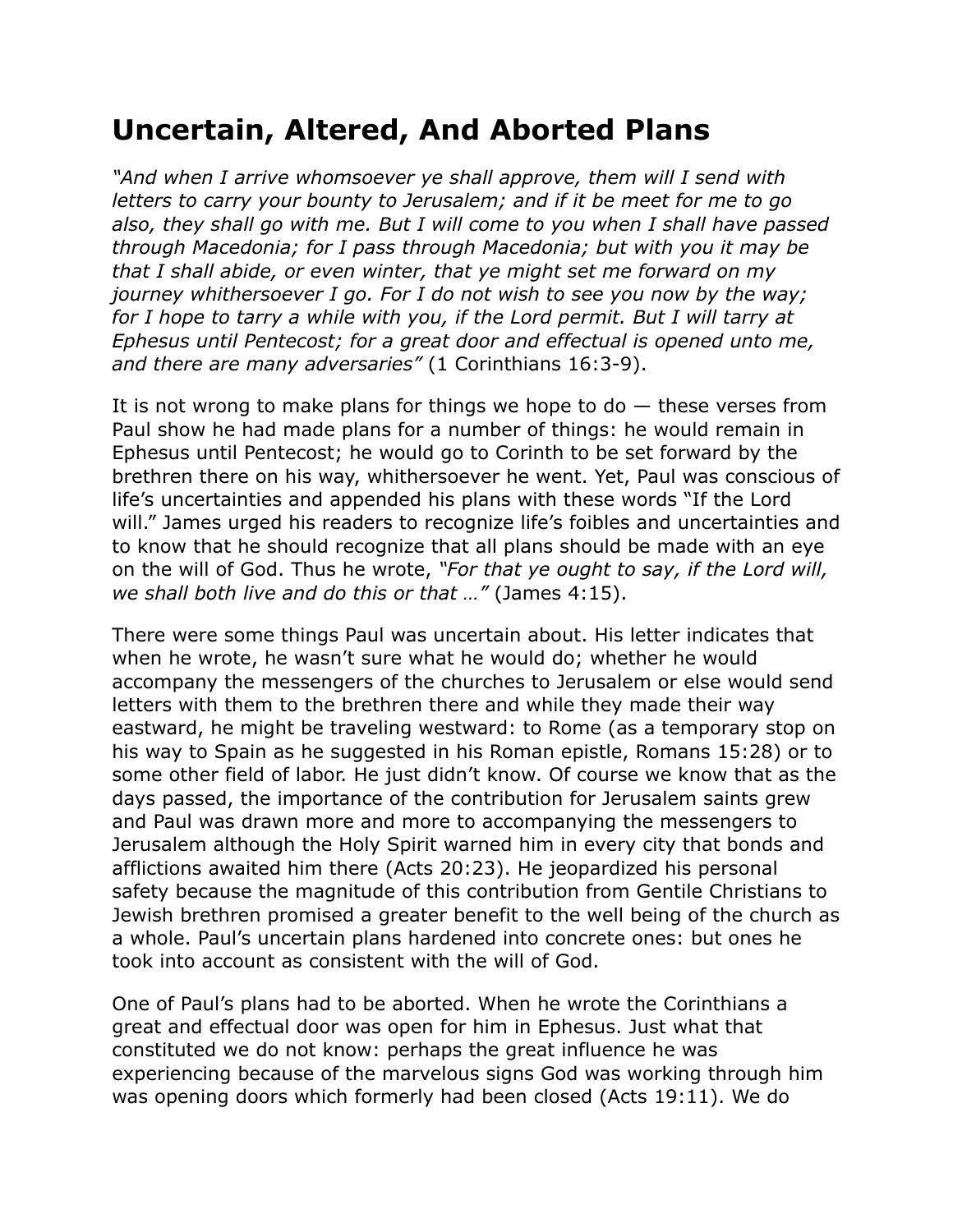# Uncertain, Altered, And Aborted Plans

*"And when I arrive whomsoever ye shall approve, them will I send with letters to carry your bounty to Jerusalem; and if it be meet for me to go also, they shall go with me. But I will come to you when I shall have passed through Macedonia; for I pass through Macedonia; but with you it may be that I shall abide, or even winter, that ye might set me forward on my journey whithersoever I go. For I do not wish to see you now by the way; for I hope to tarry a while with you, if the Lord permit. But I will tarry at Ephesus until Pentecost; for a great door and effectual is opened unto me, and there are many adversaries"* (1 Corinthians 16:3-9).

It is not wrong to make plans for things we hope to do — these verses from Paul show he had made plans for a number of things: he would remain in Ephesus until Pentecost; he would go to Corinth to be set forward by the brethren there on his way, whithersoever he went. Yet, Paul was conscious of life's uncertainties and appended his plans with these words "If the Lord will." James urged his readers to recognize life's foibles and uncertainties and to know that he should recognize that all plans should be made with an eye on the will of God. Thus he wrote, *"For that ye ought to say, if the Lord will, we shall both live and do this or that …"* (James 4:15).

There were some things Paul was uncertain about. His letter indicates that when he wrote, he wasn't sure what he would do; whether he would accompany the messengers of the churches to Jerusalem or else would send letters with them to the brethren there and while they made their way eastward, he might be traveling westward: to Rome (as a temporary stop on his way to Spain as he suggested in his Roman epistle, Romans 15:28) or to some other field of labor. He just didn't know. Of course we know that as the days passed, the importance of the contribution for Jerusalem saints grew and Paul was drawn more and more to accompanying the messengers to Jerusalem although the Holy Spirit warned him in every city that bonds and afflictions awaited him there (Acts 20:23). He jeopardized his personal safety because the magnitude of this contribution from Gentile Christians to Jewish brethren promised a greater benefit to the well being of the church as a whole. Paul's uncertain plans hardened into concrete ones: but ones he took into account as consistent with the will of God.

One of Paul's plans had to be aborted. When he wrote the Corinthians a great and effectual door was open for him in Ephesus. Just what that constituted we do not know: perhaps the great influence he was experiencing because of the marvelous signs God was working through him was opening doors which formerly had been closed (Acts 19:11). We do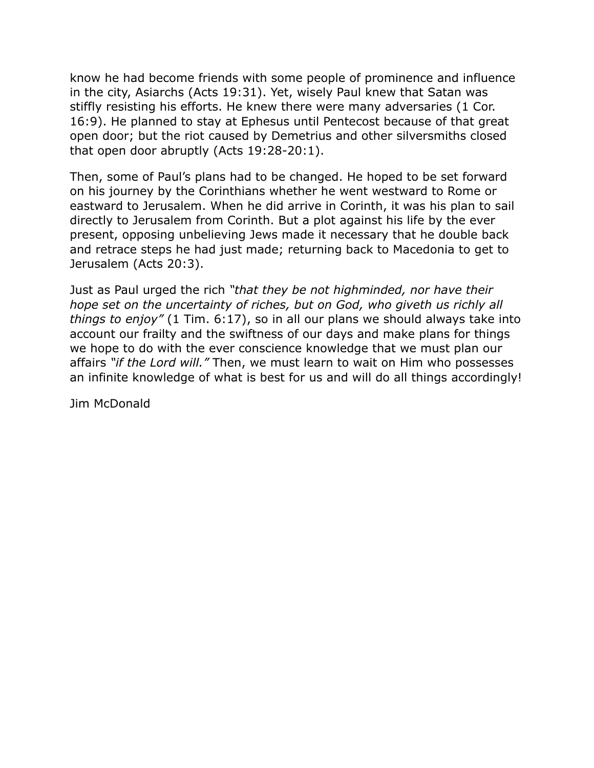know he had become friends with some people of prominence and influence in the city, Asiarchs (Acts 19:31). Yet, wisely Paul knew that Satan was stiffly resisting his efforts. He knew there were many adversaries (1 Cor. 16:9). He planned to stay at Ephesus until Pentecost because of that great open door; but the riot caused by Demetrius and other silversmiths closed that open door abruptly (Acts 19:28-20:1).

Then, some of Paul's plans had to be changed. He hoped to be set forward on his journey by the Corinthians whether he went westward to Rome or eastward to Jerusalem. When he did arrive in Corinth, it was his plan to sail directly to Jerusalem from Corinth. But a plot against his life by the ever present, opposing unbelieving Jews made it necessary that he double back and retrace steps he had just made; returning back to Macedonia to get to Jerusalem (Acts 20:3).

Just as Paul urged the rich *"that they be not highminded, nor have their hope set on the uncertainty of riches, but on God, who giveth us richly all things to enjoy"* (1 Tim. 6:17), so in all our plans we should always take into account our frailty and the swiftness of our days and make plans for things we hope to do with the ever conscience knowledge that we must plan our affairs *"if the Lord will."* Then, we must learn to wait on Him who possesses an infinite knowledge of what is best for us and will do all things accordingly!

Jim McDonald